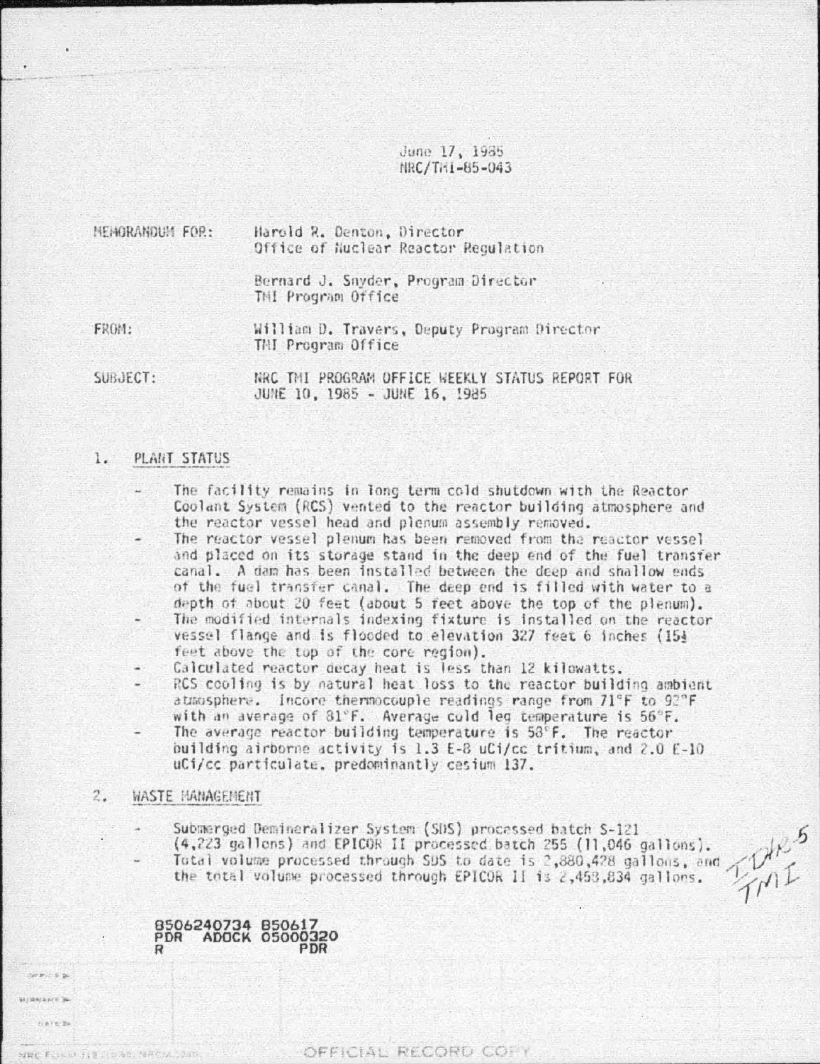June 17, 1985
NRC/TMI-85-043

MEMORANDUM FOR: Harold R. Denton, Director
Office of Nuclear Reactor Regulation

Bernard J. Snyder, Program Director
TMI Program Office

FROM: William D. Travers, Deputy Program Director
TMI Program Office

SUBJECT: NRC TMI PROGRAM OFFICE WEEKLY STATUS REPORT FOR
JUNE 10, 1985 - JUNE 16, 1985

## 1. PLANT STATUS

- The facility remains in long term cold shutdown with the Reactor Coolant System (RCS) vented to the reactor building atmosphere and the reactor vessel head and plenum assembly removed.
- The reactor vessel plenum has been removed from the reactor vessel and placed on its storage stand in the deep end of the fuel transfer canal. A dam has been installed between the deep and shallow ends of the fuel transfer canal. The deep end is filled with water to a depth of about 20 feet (about 5 feet above the top of the plenum).
- The modified internals indexing fixture is installed on the reactor vessel flange and is flooded to elevation 327 feet 6 inches (15½ feet above the top of the core region).
- Calculated reactor decay heat is less than 12 kilowatts.
- RCS cooling is by natural heat loss to the reactor building ambient atmosphere. Incore thermocouple readings range from 71°F to 92°F with an average of 81°F. Average cold leg temperature is 56°F.
- The average reactor building temperature is 58°F. The reactor building airborne activity is 1.3 E-8 uCi/cc tritium, and 2.0 E-10 uCi/cc particulate, predominantly cesium 137.

## 2. WASTE MANAGEMENT

- Submerged Demineralizer System (SDS) processed batch S-121 (4,223 gallons) and EPICOR II processed batch 255 (11,046 gallons).
- Total volume processed through SDS to date is 2,880,428 gallons, and the total volume processed through EPICOR II is 2,458,834 gallons.

8506240734 850617
PDR ADOCK 05000320
R PDR

OFFICIAL RECORD COPY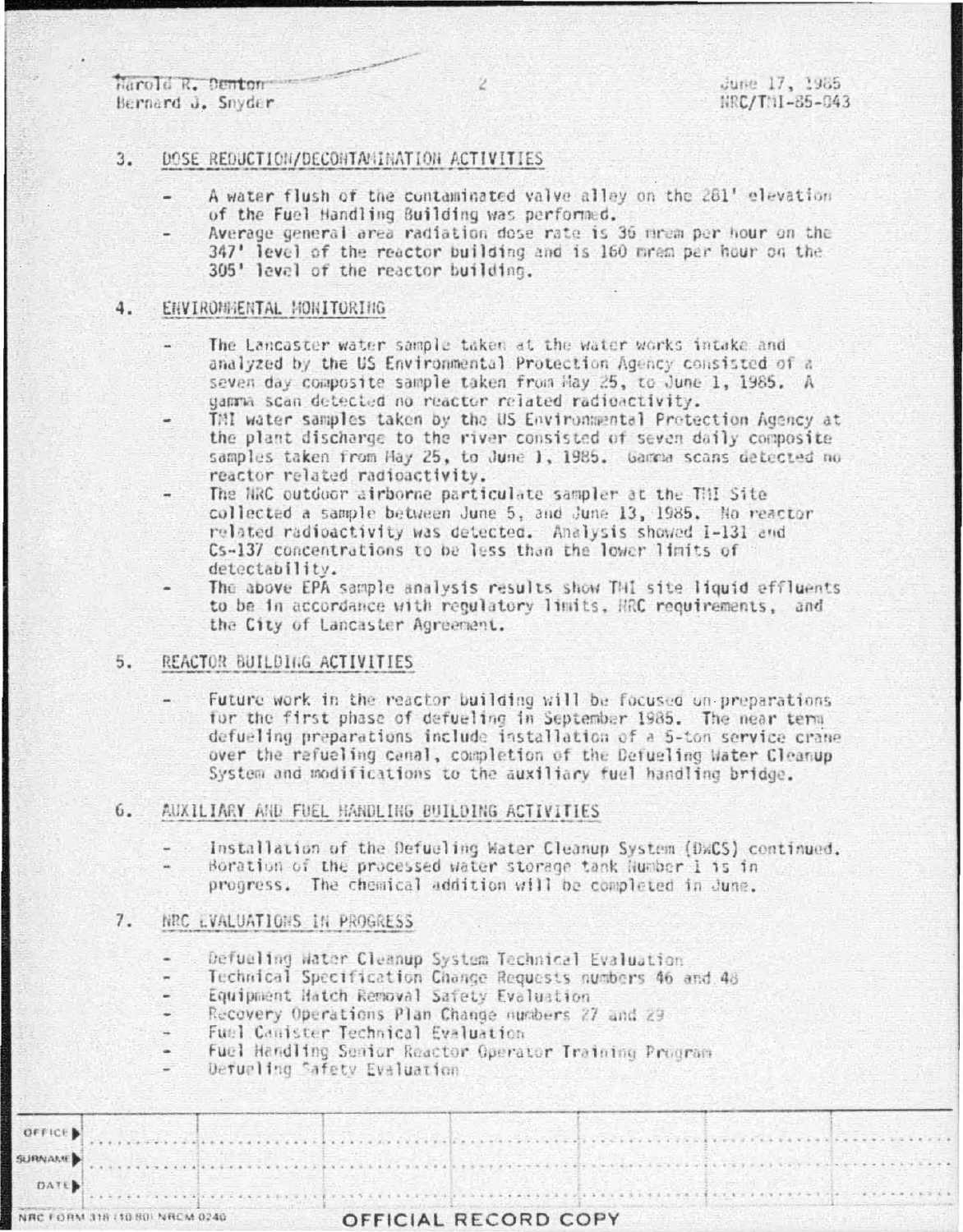Harold R. Denton
Bernard J. Snyder

June 17, 1985
NRC/TMI-85-043

3. DOSE REDUCTION/DECONTAMINATION ACTIVITIES

   - A water flush of the contaminated valve alley on the 281' elevation of the Fuel Handling Building was performed.
   - Average general area radiation dose rate is 36 mrem per hour on the 347' level of the reactor building and is 160 mrem per hour on the 305' level of the reactor building.

4. ENVIRONMENTAL MONITORING

   - The Lancaster water sample taken at the water works intake and analyzed by the US Environmental Protection Agency consisted of a seven day composite sample taken from May 25, to June 1, 1985. A gamma scan detected no reactor related radioactivity.
   - TMI water samples taken by the US Environmental Protection Agency at the plant discharge to the river consisted of seven daily composite samples taken from May 25, to June 1, 1985. Gamma scans detected no reactor related radioactivity.
   - The NRC outdoor airborne particulate sampler at the TMI Site collected a sample between June 5, and June 13, 1985. No reactor related radioactivity was detected. Analysis showed I-131 and Cs-137 concentrations to be less than the lower limits of detectability.
   - The above EPA sample analysis results show TMI site liquid effluents to be in accordance with regulatory limits, NRC requirements, and the City of Lancaster Agreement.

5. REACTOR BUILDING ACTIVITIES

   - Future work in the reactor building will be focused on preparations for the first phase of defueling in September 1985. The near term defueling preparations include installation of a 5-ton service crane over the refueling canal, completion of the Defueling Water Cleanup System and modifications to the auxiliary fuel handling bridge.

6. AUXILIARY AND FUEL HANDLING BUILDING ACTIVITIES

   - Installation of the Defueling Water Cleanup System (DWCS) continued.
   - Boration of the processed water storage tank Number 1 is in progress. The chemical addition will be completed in June.

7. NRC EVALUATIONS IN PROGRESS

   - Defueling Water Cleanup System Technical Evaluation
   - Technical Specification Change Requests numbers 46 and 48
   - Equipment Hatch Removal Safety Evaluation
   - Recovery Operations Plan Change numbers 27 and 29
   - Fuel Canister Technical Evaluation
   - Fuel Handling Senior Reactor Operator Training Program
   - Defueling Safety Evaluation

| OFFICE | | | | | | | |
|---|---|---|---|---|---|---|---|
| SURNAME | | | | | | | |
| DATE | | | | | | | |

NRC FORM 318 (10/80) NRCM 0240

OFFICIAL RECORD COPY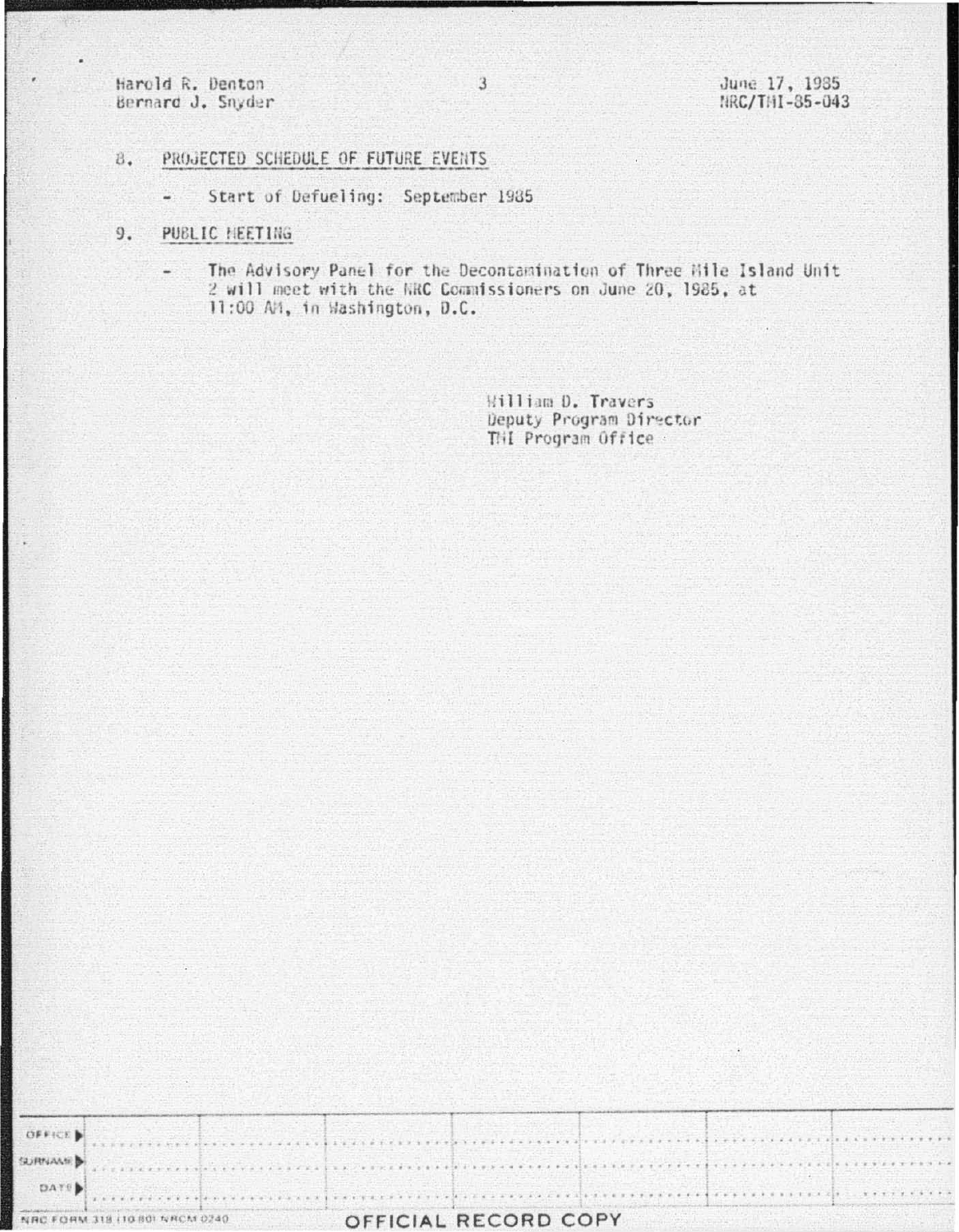8. PROJECTED SCHEDULE OF FUTURE EVENTS

- Start of Defueling: September 1985

9. PUBLIC MEETING

- The Advisory Panel for the Decontamination of Three Mile Island Unit 2 will meet with the NRC Commissioners on June 20, 1985, at 11:00 AM, in Washington, D.C.

William D. Travers
Deputy Program Director
TMI Program Office

| OFFICE ▶ | | | | | | | |
|---|---|---|---|---|---|---|---|
| SURNAME ▶ | | | | | | | |
| DATE ▶ | | | | | | | |

NRC FORM 318 (10/80) NRCM 0240

OFFICIAL RECORD COPY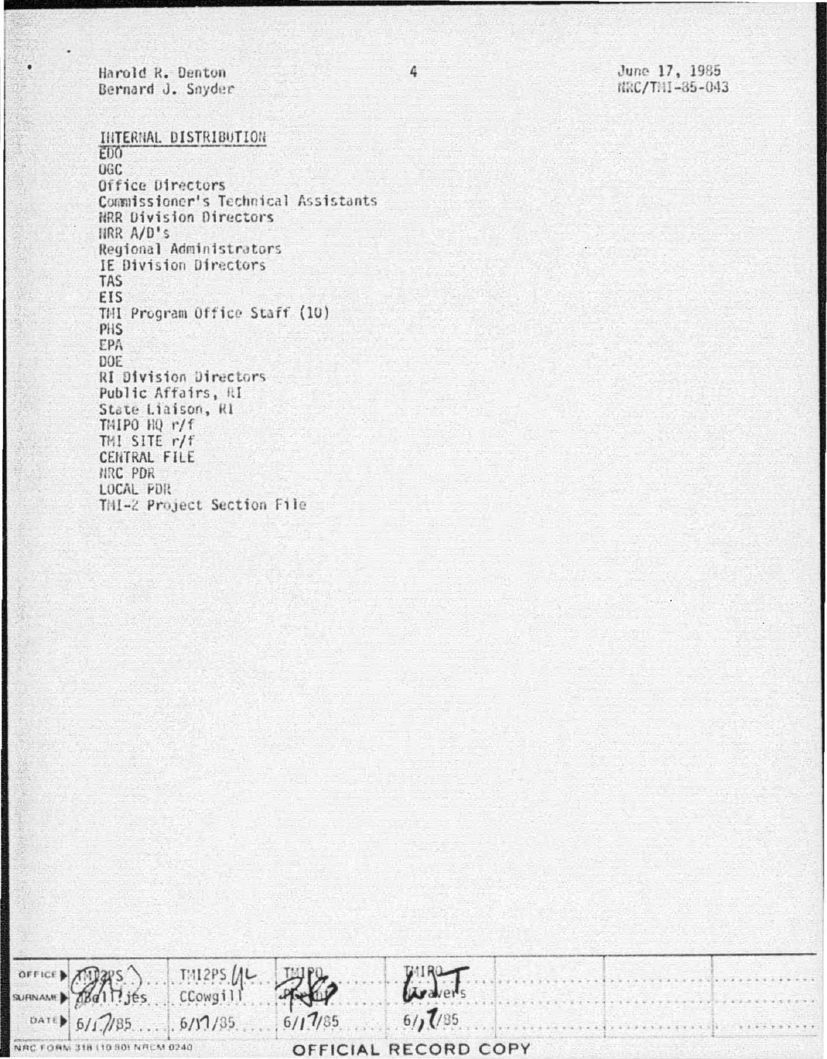Harold R. Denton
Bernard J. Snyder

June 17, 1985
NRC/TMI-85-043

INTERNAL DISTRIBUTION
EDO
OGC
Office Directors
Commissioner's Technical Assistants
NRR Division Directors
NRR A/D's
Regional Administrators
IE Division Directors
TAS
EIS
TMI Program Office Staff (10)
PHS
EPA
DOE
RI Division Directors
Public Affairs, RI
State Liaison, RI
TMIPO HQ r/f
TMI SITE r/f
CENTRAL FILE
NRC PDR
LOCAL PDR
TMI-2 Project Section File

| | | | | | | | |
|---|---|---|---|---|---|---|---|
| OFFICE | TMI2PS | TMI2PS | TMIPO | TMIPO | | | |
| SURNAME | Gallijes | CCowgill | | Travers | | | |
| DATE | 6/17/85 | 6/17/85 | 6/17/85 | 6/17/85 | | | |

NRC FORM 318 (10/80) NRCM 0240

OFFICIAL RECORD COPY